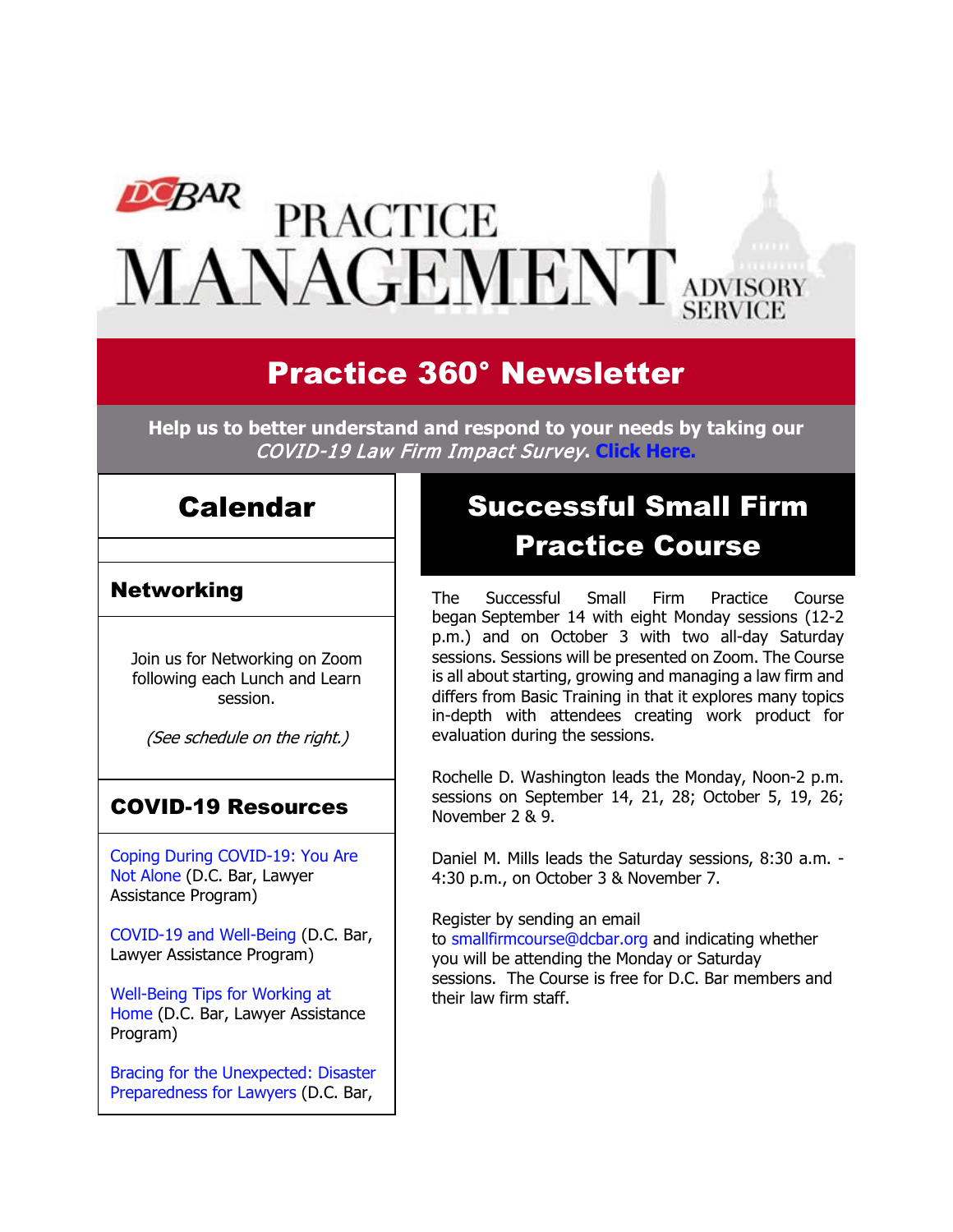# DC BAR PRACTICE MANAGEMENT ADVISORY SERVICE

## Practice 360° Newsletter

**Help us to better understand and respond to your needs by taking our *COVID-19 Law Firm Impact Survey*. Click Here.**

## Calendar

### Networking

Join us for Networking on Zoom following each Lunch and Learn session.

*(See schedule on the right.)*

### COVID-19 Resources

Coping During COVID-19: You Are Not Alone (D.C. Bar, Lawyer Assistance Program)

COVID-19 and Well-Being (D.C. Bar, Lawyer Assistance Program)

Well-Being Tips for Working at Home (D.C. Bar, Lawyer Assistance Program)

Bracing for the Unexpected: Disaster Preparedness for Lawyers (D.C. Bar,

## Successful Small Firm Practice Course

The Successful Small Firm Practice Course began September 14 with eight Monday sessions (12-2 p.m.) and on October 3 with two all-day Saturday sessions. Sessions will be presented on Zoom. The Course is all about starting, growing and managing a law firm and differs from Basic Training in that it explores many topics in-depth with attendees creating work product for evaluation during the sessions.

Rochelle D. Washington leads the Monday, Noon-2 p.m. sessions on September 14, 21, 28; October 5, 19, 26; November 2 & 9.

Daniel M. Mills leads the Saturday sessions, 8:30 a.m. - 4:30 p.m., on October 3 & November 7.

Register by sending an email to smallfirmcourse@dcbar.org and indicating whether you will be attending the Monday or Saturday sessions. The Course is free for D.C. Bar members and their law firm staff.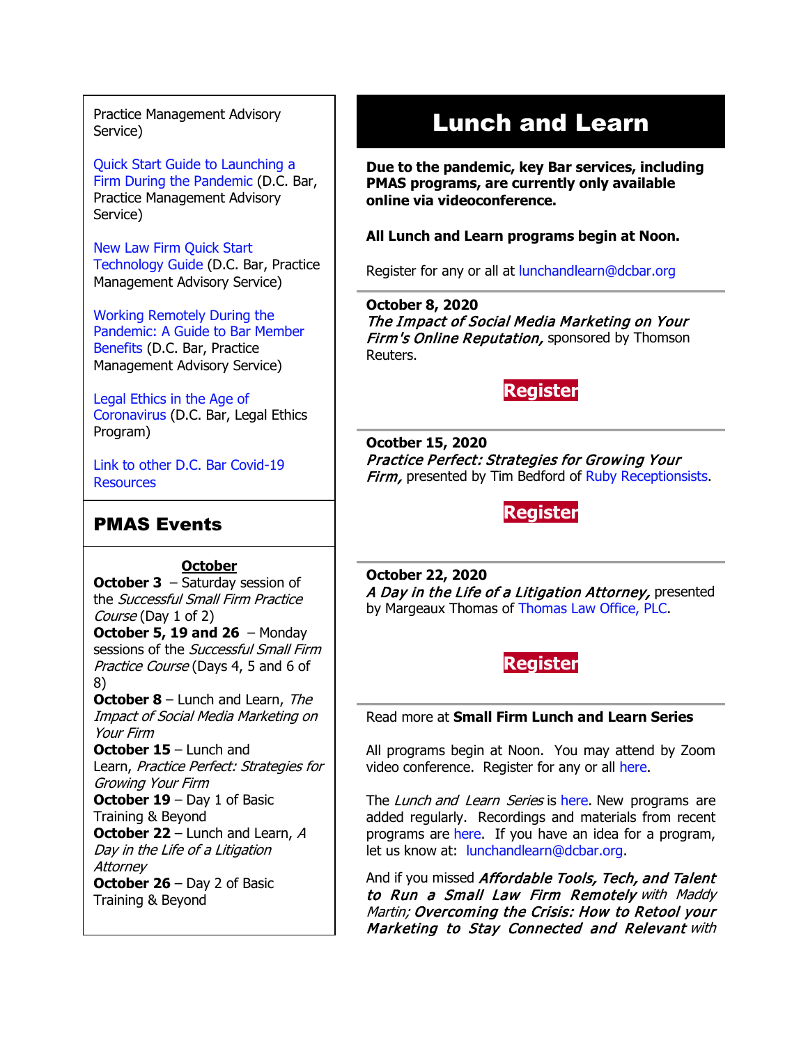Practice Management Advisory Service)

Quick Start Guide to Launching a Firm During the Pandemic (D.C. Bar, Practice Management Advisory Service)

New Law Firm Quick Start Technology Guide (D.C. Bar, Practice Management Advisory Service)

Working Remotely During the Pandemic: A Guide to Bar Member Benefits (D.C. Bar, Practice Management Advisory Service)

Legal Ethics in the Age of Coronavirus (D.C. Bar, Legal Ethics Program)

Link to other D.C. Bar Covid-19 Resources

## PMAS Events

**October**

**October 3** – Saturday session of the *Successful Small Firm Practice Course* (Day 1 of 2)
**October 5, 19 and 26** – Monday sessions of the *Successful Small Firm Practice Course* (Days 4, 5 and 6 of 8)
**October 8** – Lunch and Learn, *The Impact of Social Media Marketing on Your Firm*
**October 15** – Lunch and Learn, *Practice Perfect: Strategies for Growing Your Firm*
**October 19** – Day 1 of Basic Training & Beyond
**October 22** – Lunch and Learn, *A Day in the Life of a Litigation Attorney*
**October 26** – Day 2 of Basic Training & Beyond

# Lunch and Learn

**Due to the pandemic, key Bar services, including PMAS programs, are currently only available online via videoconference.**

**All Lunch and Learn programs begin at Noon.**

Register for any or all at lunchandlearn@dcbar.org

**October 8, 2020**
***The Impact of Social Media Marketing on Your Firm's Online Reputation,*** sponsored by Thomson Reuters.

**Register**

**Ocotber 15, 2020**
***Practice Perfect: Strategies for Growing Your Firm,*** presented by Tim Bedford of Ruby Receptionsists.

**Register**

**October 22, 2020**
***A Day in the Life of a Litigation Attorney,*** presented by Margeaux Thomas of Thomas Law Office, PLC.

**Register**

Read more at **Small Firm Lunch and Learn Series**

All programs begin at Noon. You may attend by Zoom video conference. Register for any or all here.

The *Lunch and Learn Series* is here. New programs are added regularly. Recordings and materials from recent programs are here. If you have an idea for a program, let us know at: lunchandlearn@dcbar.org.

And if you missed ***Affordable Tools, Tech, and Talent to Run a Small Law Firm Remotely*** *with Maddy Martin;* ***Overcoming the Crisis: How to Retool your Marketing to Stay Connected and Relevant*** *with*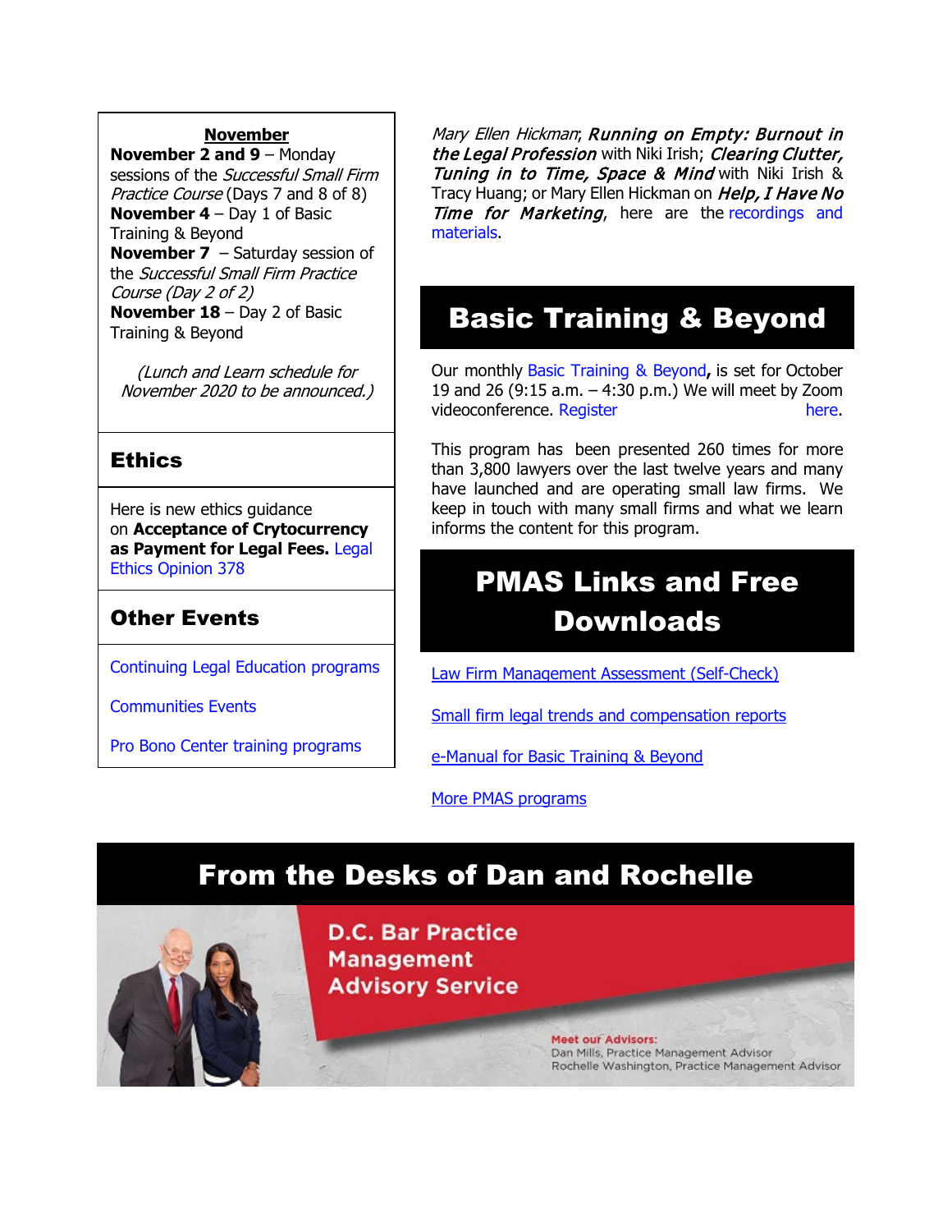**November**

**November 2 and 9** – Monday sessions of the *Successful Small Firm Practice Course* (Days 7 and 8 of 8)
**November 4** – Day 1 of Basic Training & Beyond
**November 7** – Saturday session of the *Successful Small Firm Practice Course (Day 2 of 2)*
**November 18** – Day 2 of Basic Training & Beyond

*(Lunch and Learn schedule for November 2020 to be announced.)*

## Ethics

Here is new ethics guidance on **Acceptance of Crytocurrency as Payment for Legal Fees.** Legal Ethics Opinion 378

## Other Events

Continuing Legal Education programs

Communities Events

Pro Bono Center training programs

*Mary Ellen Hickman*; ***Running on Empty: Burnout in the Legal Profession*** with Niki Irish; ***Clearing Clutter, Tuning in to Time, Space & Mind*** with Niki Irish & Tracy Huang; or Mary Ellen Hickman on ***Help, I Have No Time for Marketing***, here are the recordings and materials.

## Basic Training & Beyond

Our monthly Basic Training & Beyond**,** is set for October 19 and 26 (9:15 a.m. – 4:30 p.m.) We will meet by Zoom videoconference. Register here.

This program has been presented 260 times for more than 3,800 lawyers over the last twelve years and many have launched and are operating small law firms. We keep in touch with many small firms and what we learn informs the content for this program.

## PMAS Links and Free Downloads

Law Firm Management Assessment (Self-Check)

Small firm legal trends and compensation reports

e-Manual for Basic Training & Beyond

More PMAS programs

## From the Desks of Dan and Rochelle

D.C. Bar Practice Management Advisory Service

Meet our Advisors:
Dan Mills, Practice Management Advisor
Rochelle Washington, Practice Management Advisor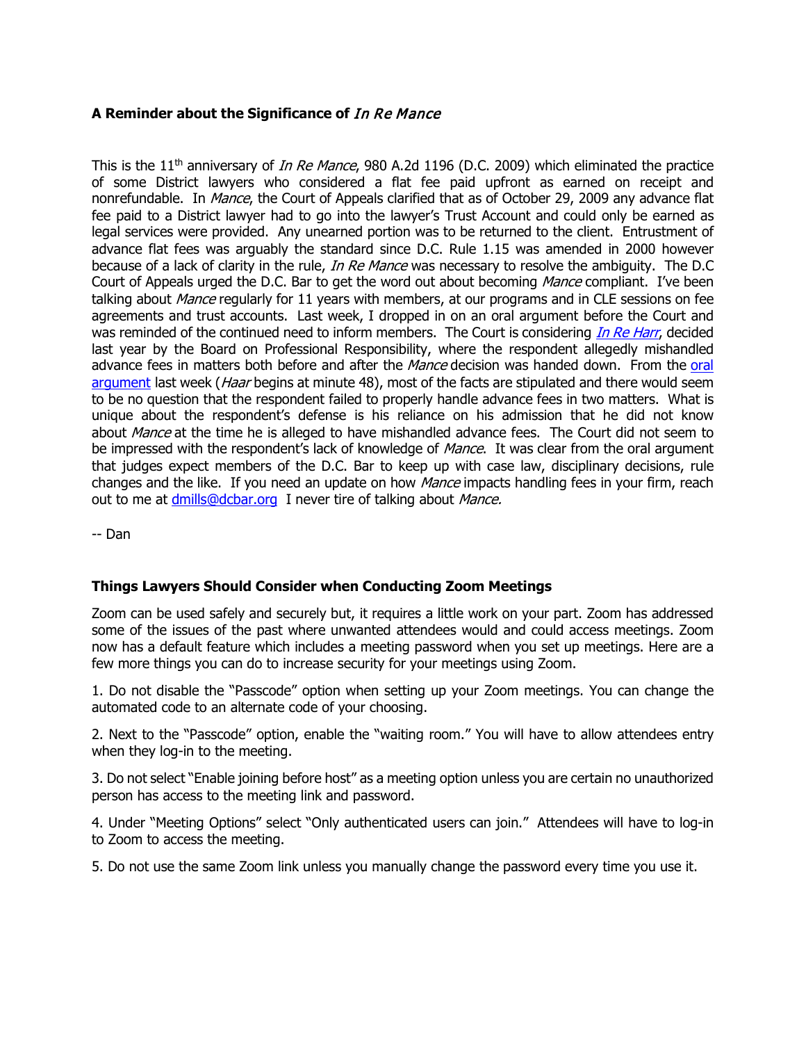### **A Reminder about the Significance of *In Re Mance***

This is the 11th anniversary of *In Re Mance*, 980 A.2d 1196 (D.C. 2009) which eliminated the practice of some District lawyers who considered a flat fee paid upfront as earned on receipt and nonrefundable. In *Mance*, the Court of Appeals clarified that as of October 29, 2009 any advance flat fee paid to a District lawyer had to go into the lawyer's Trust Account and could only be earned as legal services were provided. Any unearned portion was to be returned to the client. Entrustment of advance flat fees was arguably the standard since D.C. Rule 1.15 was amended in 2000 however because of a lack of clarity in the rule, *In Re Mance* was necessary to resolve the ambiguity. The D.C Court of Appeals urged the D.C. Bar to get the word out about becoming *Mance* compliant. I've been talking about *Mance* regularly for 11 years with members, at our programs and in CLE sessions on fee agreements and trust accounts. Last week, I dropped in on an oral argument before the Court and was reminded of the continued need to inform members. The Court is considering [*In Re Harr*](), decided last year by the Board on Professional Responsibility, where the respondent allegedly mishandled advance fees in matters both before and after the *Mance* decision was handed down. From the [oral argument]() last week (*Haar* begins at minute 48), most of the facts are stipulated and there would seem to be no question that the respondent failed to properly handle advance fees in two matters. What is unique about the respondent's defense is his reliance on his admission that he did not know about *Mance* at the time he is alleged to have mishandled advance fees. The Court did not seem to be impressed with the respondent's lack of knowledge of *Mance*. It was clear from the oral argument that judges expect members of the D.C. Bar to keep up with case law, disciplinary decisions, rule changes and the like. If you need an update on how *Mance* impacts handling fees in your firm, reach out to me at [dmills@dcbar.org](mailto:dmills@dcbar.org) I never tire of talking about *Mance.*

-- Dan

### **Things Lawyers Should Consider when Conducting Zoom Meetings**

Zoom can be used safely and securely but, it requires a little work on your part. Zoom has addressed some of the issues of the past where unwanted attendees would and could access meetings. Zoom now has a default feature which includes a meeting password when you set up meetings. Here are a few more things you can do to increase security for your meetings using Zoom.

1. Do not disable the "Passcode" option when setting up your Zoom meetings. You can change the automated code to an alternate code of your choosing.

2. Next to the "Passcode" option, enable the "waiting room." You will have to allow attendees entry when they log-in to the meeting.

3. Do not select "Enable joining before host" as a meeting option unless you are certain no unauthorized person has access to the meeting link and password.

4. Under "Meeting Options" select "Only authenticated users can join." Attendees will have to log-in to Zoom to access the meeting.

5. Do not use the same Zoom link unless you manually change the password every time you use it.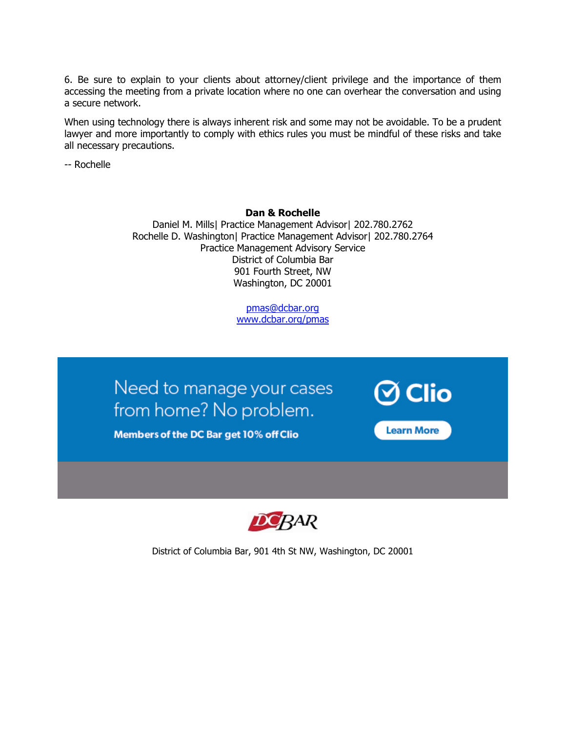6. Be sure to explain to your clients about attorney/client privilege and the importance of them accessing the meeting from a private location where no one can overhear the conversation and using a secure network.

When using technology there is always inherent risk and some may not be avoidable. To be a prudent lawyer and more importantly to comply with ethics rules you must be mindful of these risks and take all necessary precautions.

-- Rochelle

**Dan & Rochelle**
Daniel M. Mills| Practice Management Advisor| 202.780.2762
Rochelle D. Washington| Practice Management Advisor| 202.780.2764
Practice Management Advisory Service
District of Columbia Bar
901 Fourth Street, NW
Washington, DC 20001

pmas@dcbar.org
www.dcbar.org/pmas

Need to manage your cases from home? No problem.

**Members of the DC Bar get 10% off Clio**

Clio

Learn More

DCBAR

District of Columbia Bar, 901 4th St NW, Washington, DC 20001